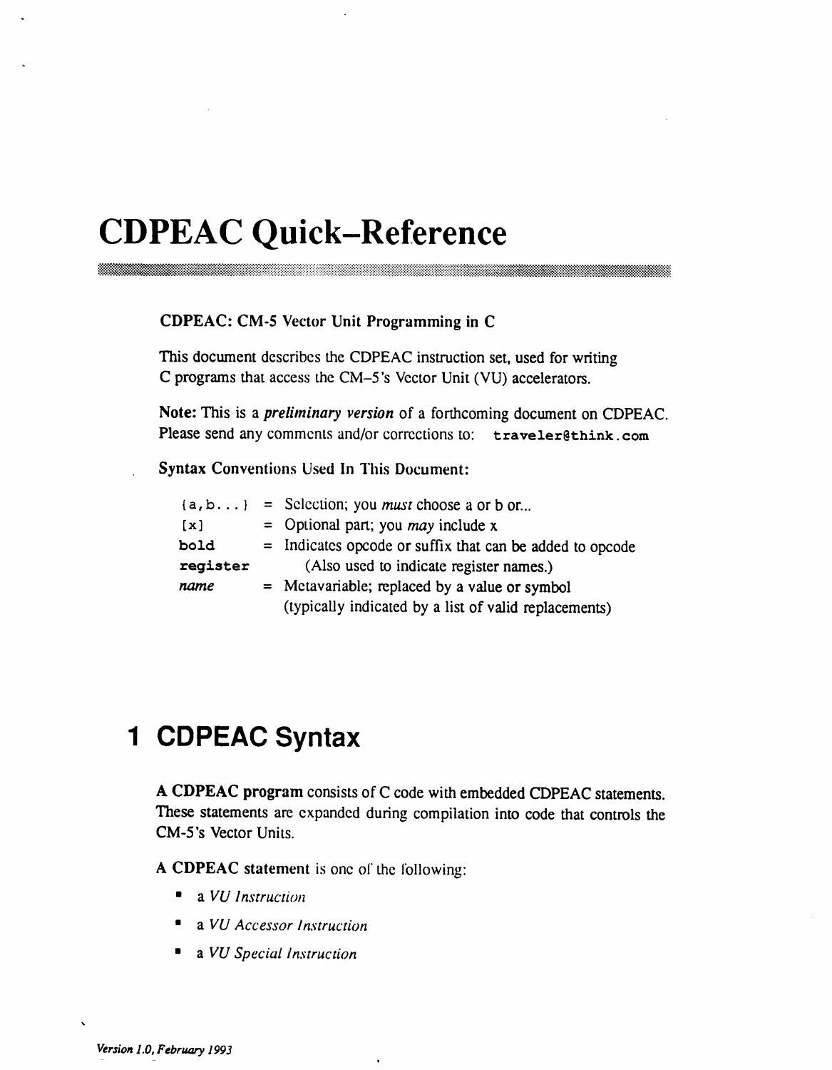# CDPEAC Quick–Reference

**CDPEAC: CM-5 Vector Unit Programming in C**

This document describes the CDPEAC instruction set, used for writing C programs that access the CM–5's Vector Unit (VU) accelerators.

**Note:** This is a *preliminary version* of a forthcoming document on CDPEAC. Please send any comments and/or corrections to: `traveler@think.com`

**Syntax Conventions Used In This Document:**

| | | |
|---|---|---|
| `{a,b...}` | = | Selection; you *must* choose a or b or... |
| `[x]` | = | Optional part; you *may* include x |
| **`bold`** | = | Indicates opcode or suffix that can be added to opcode |
| **`register`** | | (Also used to indicate register names.) |
| *name* | = | Metavariable; replaced by a value or symbol (typically indicated by a list of valid replacements) |

## 1 CDPEAC Syntax

**A CDPEAC program** consists of C code with embedded CDPEAC statements. These statements are expanded during compilation into code that controls the CM-5's Vector Units.

**A CDPEAC statement** is one of the following:

- a *VU Instruction*
- a *VU Accessor Instruction*
- a *VU Special Instruction*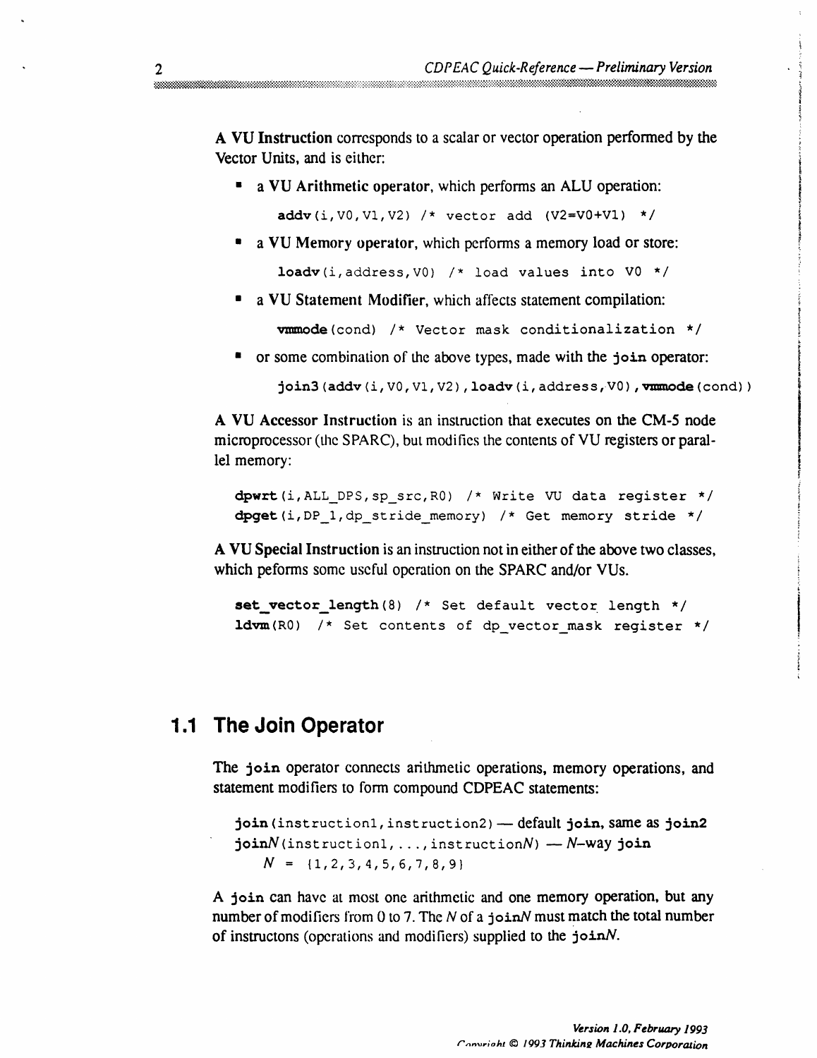**A VU Instruction** corresponds to a scalar or vector operation performed by the Vector Units, and is either:

- a **VU Arithmetic operator**, which performs an ALU operation:

  ```
  addv(i,V0,V1,V2) /* vector add (V2=V0+V1) */
  ```

- a **VU Memory operator**, which performs a memory load or store:

  ```
  loadv(i,address,V0) /* load values into V0 */
  ```

- a **VU Statement Modifier**, which affects statement compilation:

  ```
  vmmode(cond) /* Vector mask conditionalization */
  ```

- or some combination of the above types, made with the `join` operator:

  ```
  join3(addv(i,V0,V1,V2),loadv(i,address,V0),vmmode(cond))
  ```

**A VU Accessor Instruction** is an instruction that executes on the CM-5 node microprocessor (the SPARC), but modifies the contents of VU registers or parallel memory:

```
dpwrt(i,ALL_DPS,sp_src,R0) /* Write VU data register */
dpget(i,DP_1,dp_stride_memory) /* Get memory stride */
```

**A VU Special Instruction** is an instruction not in either of the above two classes, which peforms some useful operation on the SPARC and/or VUs.

```
set_vector_length(8) /* Set default vector length */
ldvm(R0) /* Set contents of dp_vector_mask register */
```

## 1.1 The Join Operator

The `join` operator connects arithmetic operations, memory operations, and statement modifiers to form compound CDPEAC statements:

`join(instruction1,instruction2)` — default `join`, same as `join2`
`joinN(instruction1,...,instructionN)` — *N*–way `join`
  *N* = {1,2,3,4,5,6,7,8,9}

A `join` can have at most one arithmetic and one memory operation, but any number of modifiers from 0 to 7. The *N* of a `joinN` must match the total number of instructons (operations and modifiers) supplied to the `joinN`.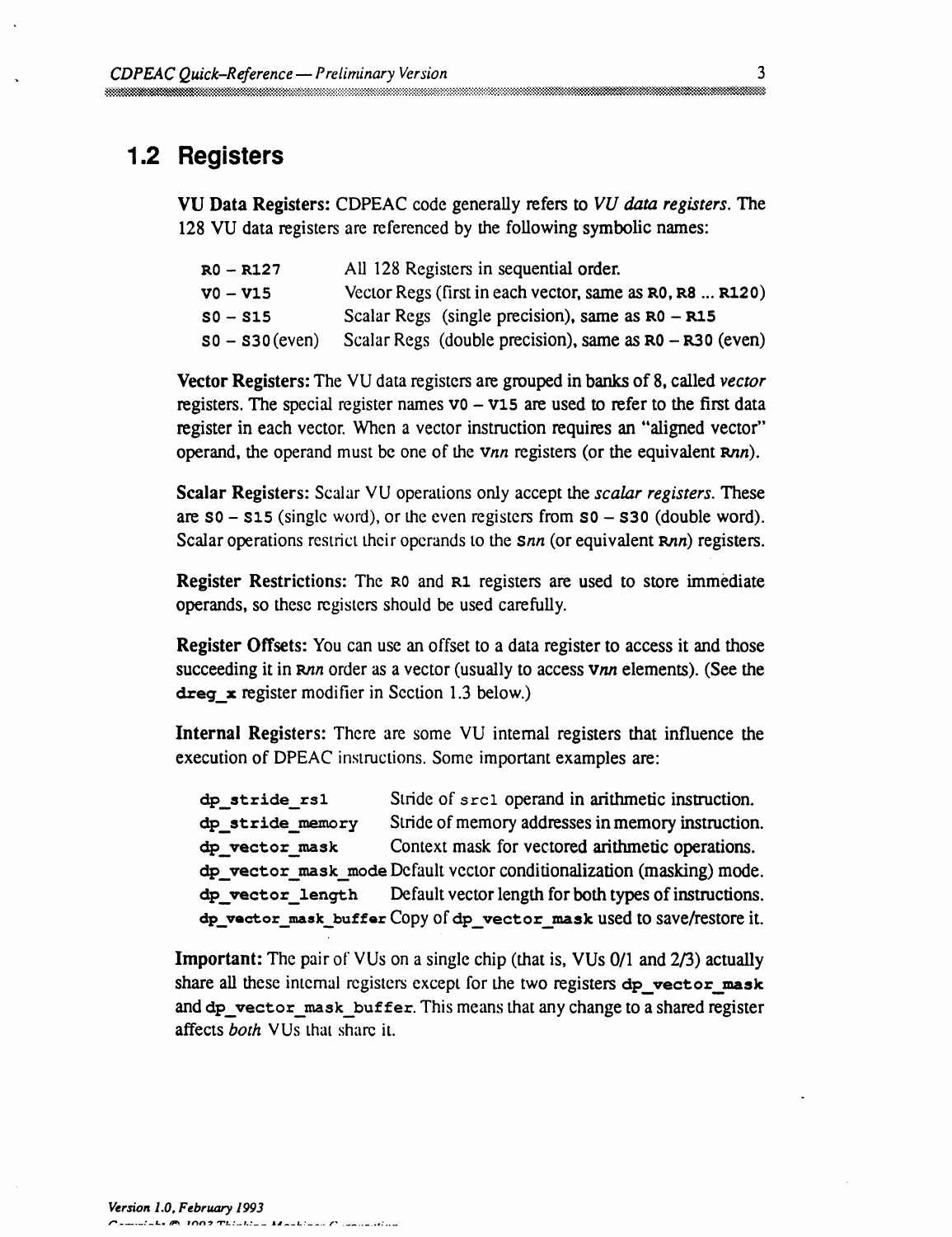## 1.2 Registers

**VU Data Registers:** CDPEAC code generally refers to *VU data registers*. The 128 VU data registers are referenced by the following symbolic names:

| | |
|---|---|
| `R0 – R127` | All 128 Registers in sequential order. |
| `V0 – V15` | Vector Regs (first in each vector, same as `R0`, `R8` ... `R120`) |
| `S0 – S15` | Scalar Regs (single precision), same as `R0 – R15` |
| `S0 – S30`(even) | Scalar Regs (double precision), same as `R0 – R30` (even) |

**Vector Registers:** The VU data registers are grouped in banks of 8, called *vector* registers. The special register names `V0 – V15` are used to refer to the first data register in each vector. When a vector instruction requires an "aligned vector" operand, the operand must be one of the `V`*nn* registers (or the equivalent `R`*nn*).

**Scalar Registers:** Scalar VU operations only accept the *scalar registers*. These are `S0 – S15` (single word), or the even registers from `S0 – S30` (double word). Scalar operations restrict their operands to the `S`*nn* (or equivalent `R`*nn*) registers.

**Register Restrictions:** The `R0` and `R1` registers are used to store immediate operands, so these registers should be used carefully.

**Register Offsets:** You can use an offset to a data register to access it and those succeeding it in `R`*nn* order as a vector (usually to access `V`*nn* elements). (See the **`dreg_x`** register modifier in Section 1.3 below.)

**Internal Registers:** There are some VU internal registers that influence the execution of DPEAC instructions. Some important examples are:

| | |
|---|---|
| `dp_stride_rs1` | Stride of `src1` operand in arithmetic instruction. |
| `dp_stride_memory` | Stride of memory addresses in memory instruction. |
| `dp_vector_mask` | Context mask for vectored arithmetic operations. |
| `dp_vector_mask_mode` | Default vector conditionalization (masking) mode. |
| `dp_vector_length` | Default vector length for both types of instructions. |
| `dp_vector_mask_buffer` | Copy of `dp_vector_mask` used to save/restore it. |

**Important:** The pair of VUs on a single chip (that is, VUs 0/1 and 2/3) actually share all these internal registers except for the two registers **`dp_vector_mask`** and `dp_vector_mask_buffer`. This means that any change to a shared register affects *both* VUs that share it.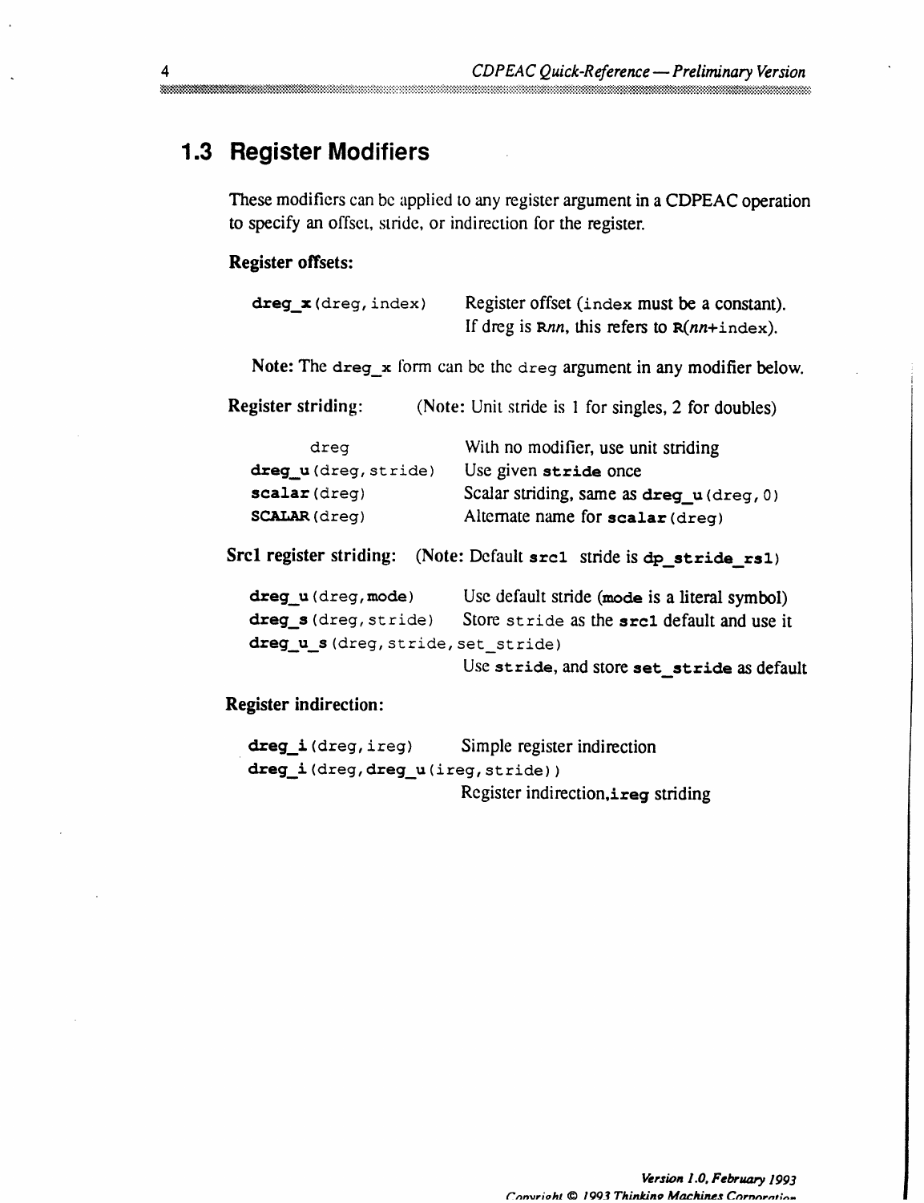## 1.3 Register Modifiers

These modifiers can be applied to any register argument in a CDPEAC operation to specify an offset, stride, or indirection for the register.

**Register offsets:**

| | |
|---|---|
| **dreg_x**(dreg, index) | Register offset (index must be a constant). If dreg is R*nn*, this refers to R(*nn*+index). |

**Note:** The **dreg_x** form can be the dreg argument in any modifier below.

**Register striding:** (Note: Unit stride is 1 for singles, 2 for doubles)

| | |
|---|---|
| dreg | With no modifier, use unit striding |
| **dreg_u**(dreg, stride) | Use given **stride** once |
| **scalar**(dreg) | Scalar striding, same as **dreg_u**(dreg, 0) |
| **SCALAR**(dreg) | Alternate name for **scalar**(dreg) |

**Src1 register striding:** (Note: Default **src1** stride is **dp_stride_rs1**)

| | |
|---|---|
| **dreg_u**(dreg, **mode**) | Use default stride (**mode** is a literal symbol) |
| **dreg_s**(dreg, stride) | Store stride as the **src1** default and use it |
| **dreg_u_s**(dreg, stride, set_stride) | Use **stride**, and store **set_stride** as default |

**Register indirection:**

| | |
|---|---|
| **dreg_i**(dreg, ireg) | Simple register indirection |
| **dreg_i**(dreg, **dreg_u**(ireg, stride)) | Register indirection, **ireg** striding |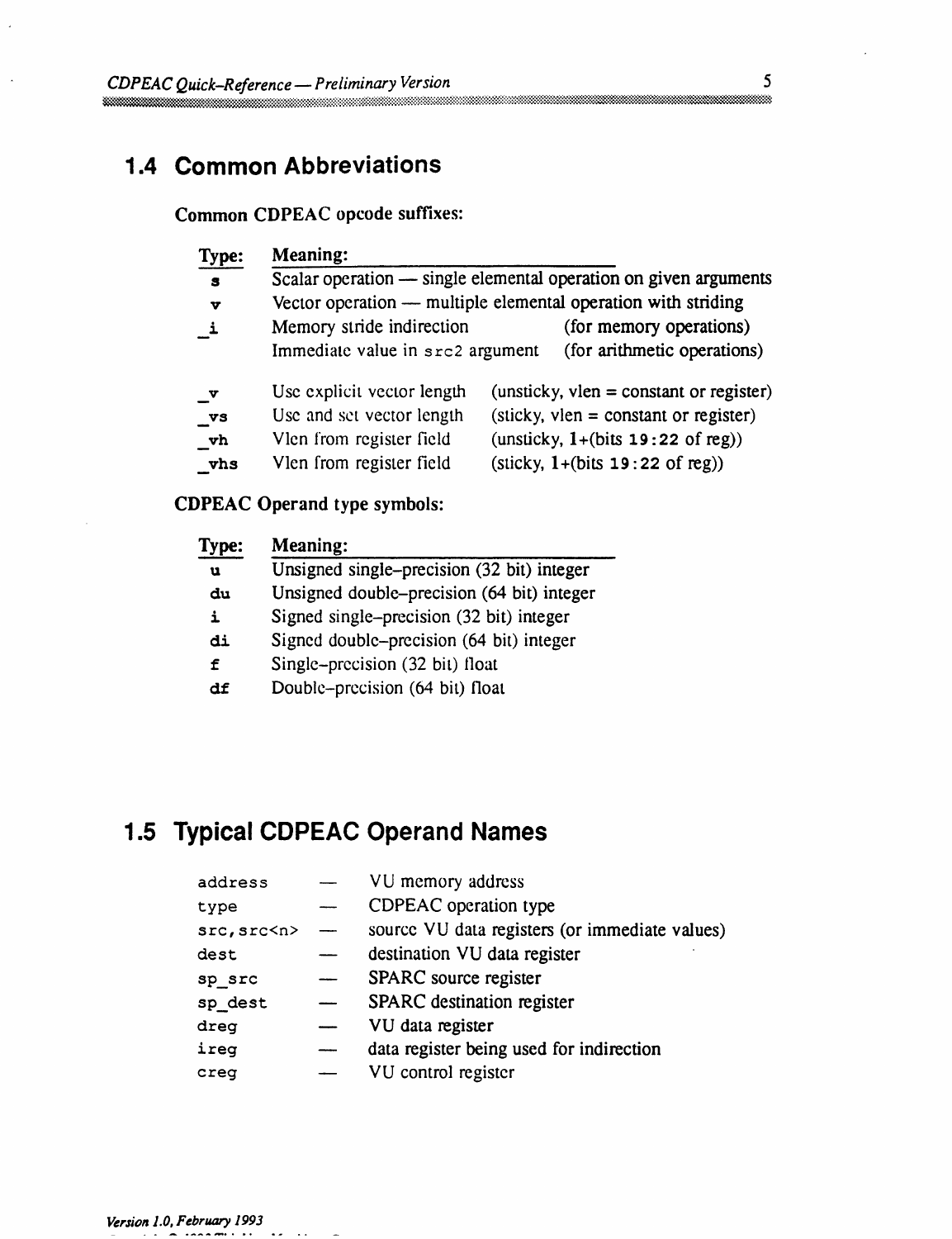## 1.4 Common Abbreviations

**Common CDPEAC opcode suffixes:**

| Type: | Meaning: | |
|---|---|---|
| **s** | Scalar operation — single elemental operation on given arguments | |
| **v** | Vector operation — multiple elemental operation with striding | |
| **_i** | Memory stride indirection | (for memory operations) |
| | Immediate value in `src2` argument | (for arithmetic operations) |
| **_v** | Use explicit vector length | (unsticky, vlen = constant or register) |
| **_vs** | Use and set vector length | (sticky, vlen = constant or register) |
| **_vh** | Vlen from register field | (unsticky, 1+(bits **19:22** of reg)) |
| **_vhs** | Vlen from register field | (sticky, 1+(bits **19:22** of reg)) |

**CDPEAC Operand type symbols:**

| Type: | Meaning: |
|---|---|
| **u** | Unsigned single-precision (32 bit) integer |
| **du** | Unsigned double-precision (64 bit) integer |
| **i** | Signed single-precision (32 bit) integer |
| **di** | Signed double-precision (64 bit) integer |
| **f** | Single-precision (32 bit) float |
| **df** | Double-precision (64 bit) float |

## 1.5 Typical CDPEAC Operand Names

| | | |
|---|---|---|
| `address` | — | VU memory address |
| `type` | — | CDPEAC operation type |
| `src,src<n>` | — | source VU data registers (or immediate values) |
| `dest` | — | destination VU data register |
| `sp_src` | — | SPARC source register |
| `sp_dest` | — | SPARC destination register |
| `dreg` | — | VU data register |
| `ireg` | — | data register being used for indirection |
| `creg` | — | VU control register |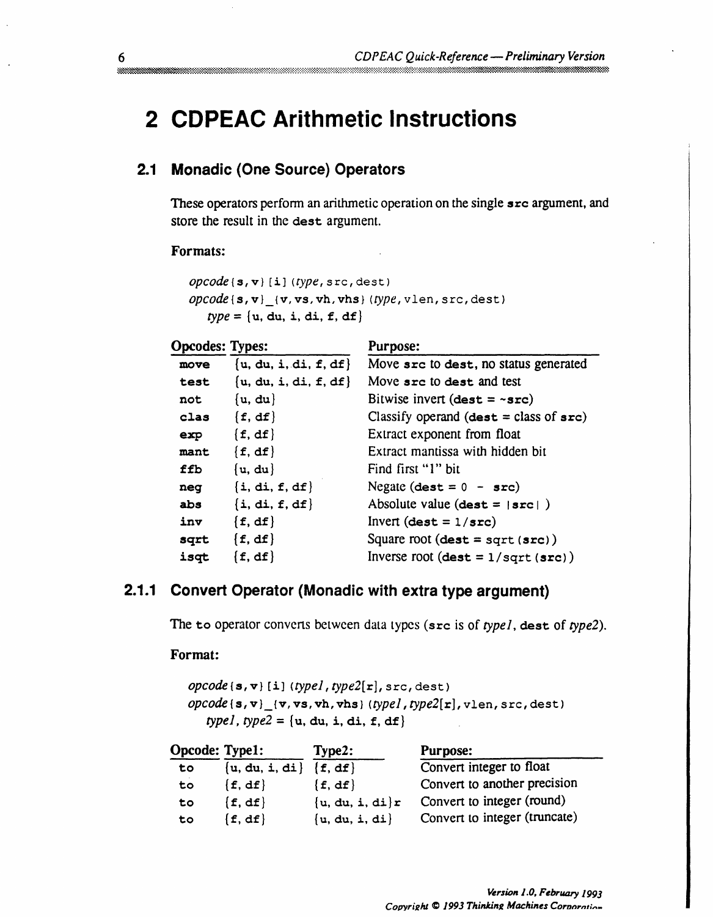# 2 CDPEAC Arithmetic Instructions

## 2.1 Monadic (One Source) Operators

These operators perform an arithmetic operation on the single **src** argument, and store the result in the **dest** argument.

**Formats:**

```
opcode{s,v}[i](type,src,dest)
opcode{s,v}_{v,vs,vh,vhs}(type,vlen,src,dest)
   type = {u, du, i, di, f, df}
```

| Opcodes: | Types: | Purpose: |
|---|---|---|
| **move** | {u, du, i, di, f, df} | Move **src** to **dest**, no status generated |
| **test** | {u, du, i, di, f, df} | Move **src** to **dest** and test |
| **not** | {u, du} | Bitwise invert (**dest** = ~**src**) |
| **clas** | {f, df} | Classify operand (**dest** = class of **src**) |
| **exp** | {f, df} | Extract exponent from float |
| **mant** | {f, df} | Extract mantissa with hidden bit |
| **ffb** | {u, du} | Find first "1" bit |
| **neg** | {i, di, f, df} | Negate (**dest** = 0 - **src**) |
| **abs** | {i, di, f, df} | Absolute value (**dest** = \|**src**\| ) |
| **inv** | {f, df} | Invert (**dest** = 1/**src**) |
| **sqrt** | {f, df} | Square root (**dest** = sqrt(**src**)) |
| **isqt** | {f, df} | Inverse root (**dest** = 1/sqrt(**src**)) |

### 2.1.1 Convert Operator (Monadic with extra type argument)

The **to** operator converts between data types (**src** is of *type1*, **dest** of *type2*).

**Format:**

```
opcode{s,v}[i](type1,type2[r],src,dest)
opcode{s,v}_{v,vs,vh,vhs}(type1,type2[r],vlen,src,dest)
   type1, type2 = {u, du, i, di, f, df}
```

| Opcode: | Type1: | Type2: | Purpose: |
|---|---|---|---|
| **to** | {u, du, i, di} | {f, df} | Convert integer to float |
| **to** | {f, df} | {f, df} | Convert to another precision |
| **to** | {f, df} | {u, du, i, di}r | Convert to integer (round) |
| **to** | {f, df} | {u, du, i, di} | Convert to integer (truncate) |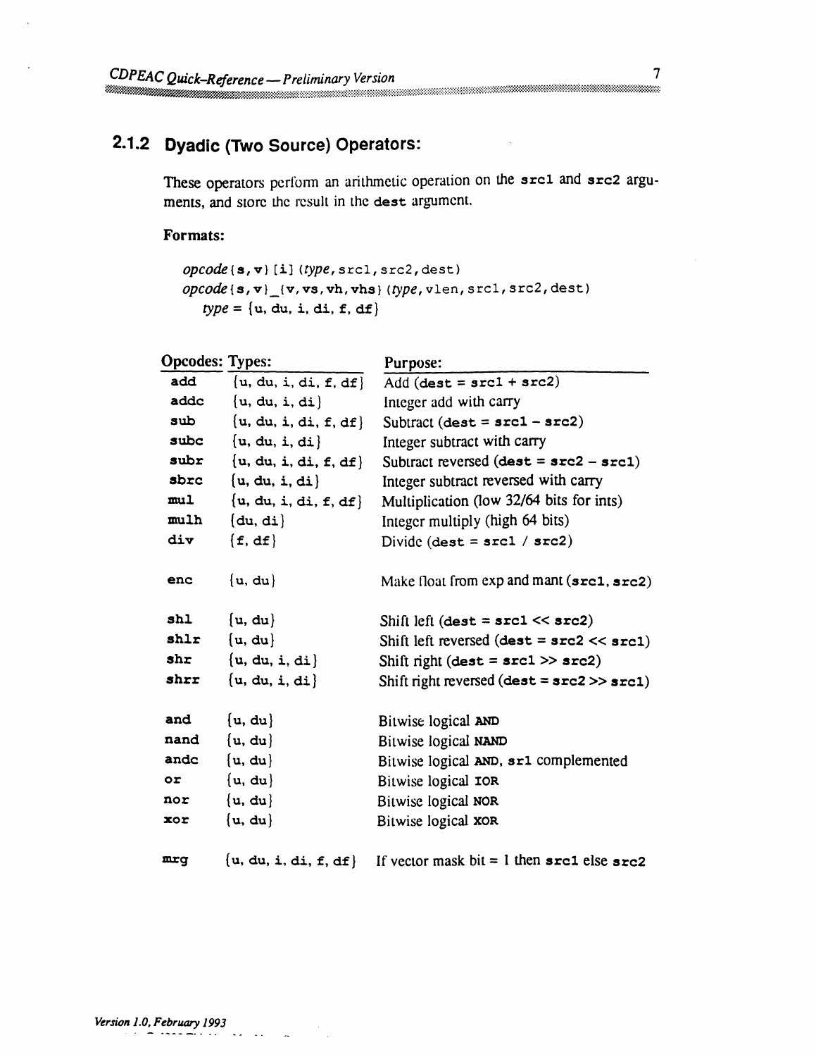### 2.1.2 Dyadic (Two Source) Operators:

These operators perform an arithmetic operation on the `src1` and `src2` arguments, and store the result in the `dest` argument.

**Formats:**

*opcode*`{s,v}[i](`*type*`,src1,src2,dest)`
*opcode*`{s,v}_{v,vs,vh,vhs}(`*type*`,vlen,src1,src2,dest)`
*type* = `{u, du, i, di, f, df}`

| Opcodes: | Types: | Purpose: |
|---|---|---|
| `add` | `{u, du, i, di, f, df}` | Add (`dest = src1 + src2`) |
| `addc` | `{u, du, i, di}` | Integer add with carry |
| `sub` | `{u, du, i, di, f, df}` | Subtract (`dest = src1 – src2`) |
| `subc` | `{u, du, i, di}` | Integer subtract with carry |
| `subr` | `{u, du, i, di, f, df}` | Subtract reversed (`dest = src2 – src1`) |
| `sbrc` | `{u, du, i, di}` | Integer subtract reversed with carry |
| `mul` | `{u, du, i, di, f, df}` | Multiplication (low 32/64 bits for ints) |
| `mulh` | `{du, di}` | Integer multiply (high 64 bits) |
| `div` | `{f, df}` | Divide (`dest = src1 / src2`) |
| `enc` | `{u, du}` | Make float from exp and mant (`src1, src2`) |
| `shl` | `{u, du}` | Shift left (`dest = src1 << src2`) |
| `shlr` | `{u, du}` | Shift left reversed (`dest = src2 << src1`) |
| `shr` | `{u, du, i, di}` | Shift right (`dest = src1 >> src2`) |
| `shrr` | `{u, du, i, di}` | Shift right reversed (`dest = src2 >> src1`) |
| `and` | `{u, du}` | Bitwise logical AND |
| `nand` | `{u, du}` | Bitwise logical NAND |
| `andc` | `{u, du}` | Bitwise logical AND, `sr1` complemented |
| `or` | `{u, du}` | Bitwise logical IOR |
| `nor` | `{u, du}` | Bitwise logical NOR |
| `xor` | `{u, du}` | Bitwise logical XOR |
| `mrg` | `{u, du, i, di, f, df}` | If vector mask bit = 1 then `src1` else `src2` |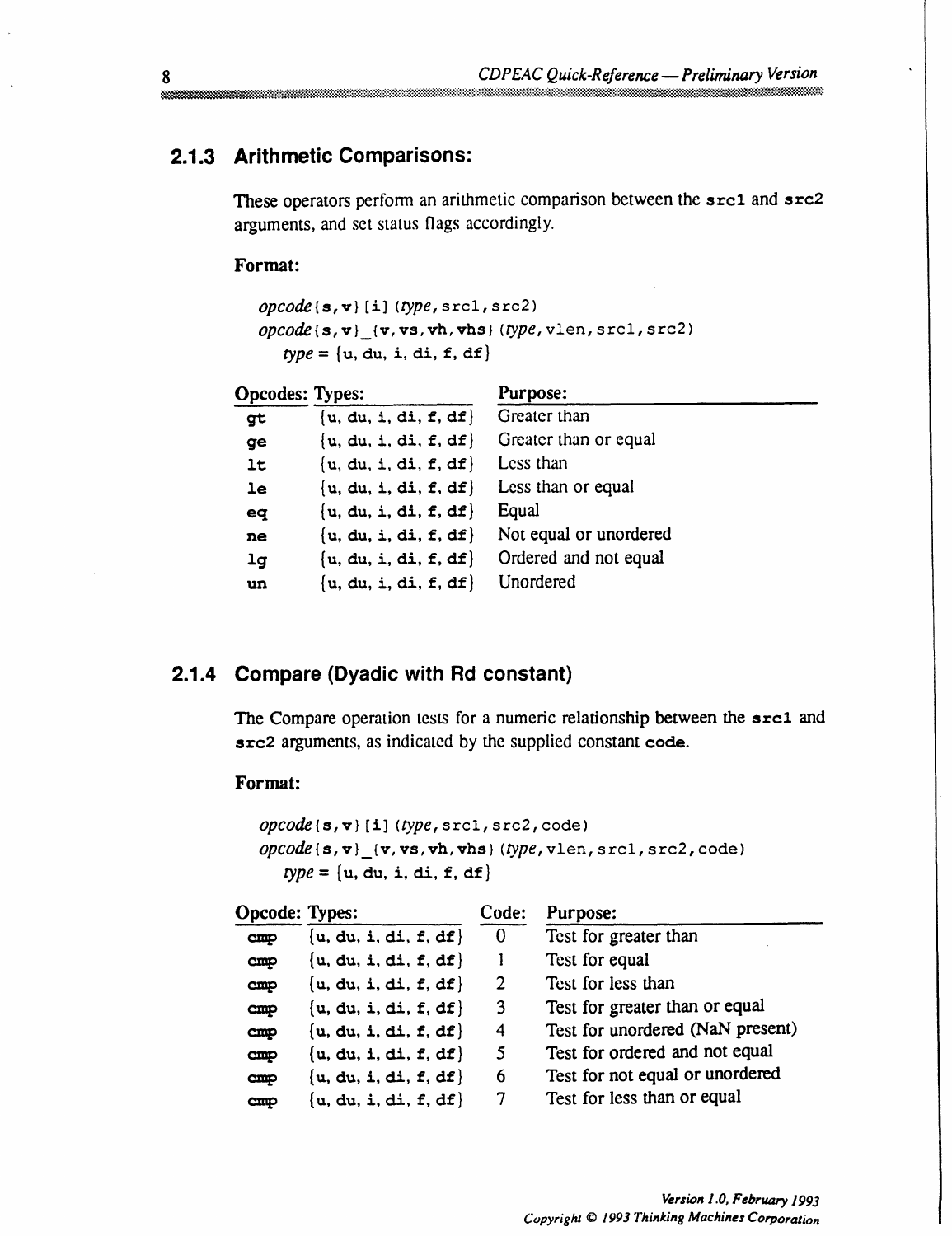### 2.1.3 Arithmetic Comparisons:

These operators perform an arithmetic comparison between the **src1** and **src2** arguments, and set status flags accordingly.

**Format:**

```
opcode{s,v}[i](type,src1,src2)
opcode{s,v}_{v,vs,vh,vhs}(type,vlen,src1,src2)
   type = {u, du, i, di, f, df}
```

| Opcodes: | Types: | Purpose: |
|---|---|---|
| gt | {u, du, i, di, f, df} | Greater than |
| ge | {u, du, i, di, f, df} | Greater than or equal |
| lt | {u, du, i, di, f, df} | Less than |
| le | {u, du, i, di, f, df} | Less than or equal |
| eq | {u, du, i, di, f, df} | Equal |
| ne | {u, du, i, di, f, df} | Not equal or unordered |
| lg | {u, du, i, di, f, df} | Ordered and not equal |
| un | {u, du, i, di, f, df} | Unordered |

### 2.1.4 Compare (Dyadic with Rd constant)

The Compare operation tests for a numeric relationship between the **src1** and **src2** arguments, as indicated by the supplied constant **code**.

**Format:**

```
opcode{s,v}[i](type,src1,src2,code)
opcode{s,v}_{v,vs,vh,vhs}(type,vlen,src1,src2,code)
   type = {u, du, i, di, f, df}
```

| Opcode: | Types: | Code: | Purpose: |
|---|---|---|---|
| cmp | {u, du, i, di, f, df} | 0 | Test for greater than |
| cmp | {u, du, i, di, f, df} | 1 | Test for equal |
| cmp | {u, du, i, di, f, df} | 2 | Test for less than |
| cmp | {u, du, i, di, f, df} | 3 | Test for greater than or equal |
| cmp | {u, du, i, di, f, df} | 4 | Test for unordered (NaN present) |
| cmp | {u, du, i, di, f, df} | 5 | Test for ordered and not equal |
| cmp | {u, du, i, di, f, df} | 6 | Test for not equal or unordered |
| cmp | {u, du, i, di, f, df} | 7 | Test for less than or equal |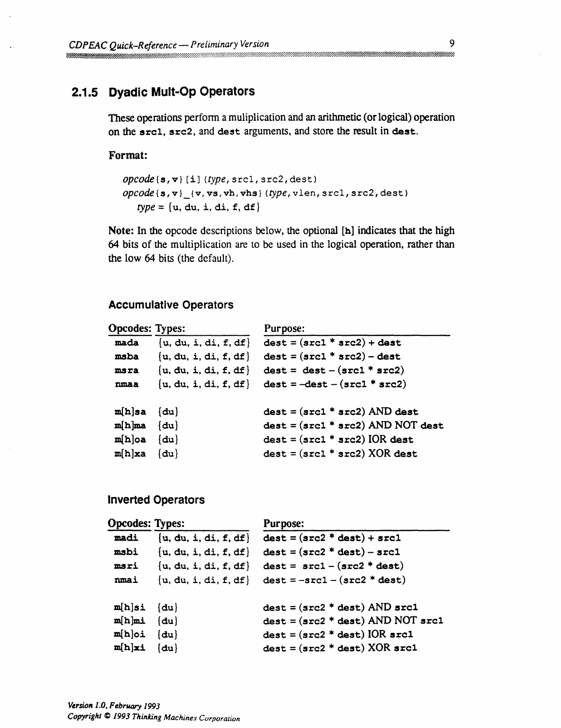### 2.1.5 Dyadic Mult-Op Operators

These operations perform a muliplication and an arithmetic (or logical) operation on the `src1`, `src2`, and `dest` arguments, and store the result in `dest`.

**Format:**

```
opcode{s,v}[i](type,src1,src2,dest)
opcode{s,v}_{v,vs,vh,vhs}(type,vlen,src1,src2,dest)
    type = {u, du, i, di, f, df}
```

**Note:** In the opcode descriptions below, the optional [h] indicates that the high 64 bits of the multiplication are to be used in the logical operation, rather than the low 64 bits (the default).

#### Accumulative Operators

| Opcodes: | Types: | Purpose: |
|---|---|---|
| **mada** | {u, du, i, di, f, df} | dest = (src1 * src2) + dest |
| **msba** | {u, du, i, di, f, df} | dest = (src1 * src2) – dest |
| **msra** | {u, du, i, di, f, df} | dest = dest – (src1 * src2) |
| **nmaa** | {u, du, i, di, f, df} | dest = –dest – (src1 * src2) |
| **m[h]sa** | {du} | dest = (src1 * src2) AND dest |
| **m[h]ma** | {du} | dest = (src1 * src2) AND NOT dest |
| **m[h]oa** | {du} | dest = (src1 * src2) IOR dest |
| **m[h]xa** | {du} | dest = (src1 * src2) XOR dest |

#### Inverted Operators

| Opcodes: | Types: | Purpose: |
|---|---|---|
| **madi** | {u, du, i, di, f, df} | dest = (src2 * dest) + src1 |
| **msbi** | {u, du, i, di, f, df} | dest = (src2 * dest) – src1 |
| **msri** | {u, du, i, di, f, df} | dest = src1 – (src2 * dest) |
| **nmai** | {u, du, i, di, f, df} | dest = –src1 – (src2 * dest) |
| **m[h]si** | {du} | dest = (src2 * dest) AND src1 |
| **m[h]mi** | {du} | dest = (src2 * dest) AND NOT src1 |
| **m[h]oi** | {du} | dest = (src2 * dest) IOR src1 |
| **m[h]xi** | {du} | dest = (src2 * dest) XOR src1 |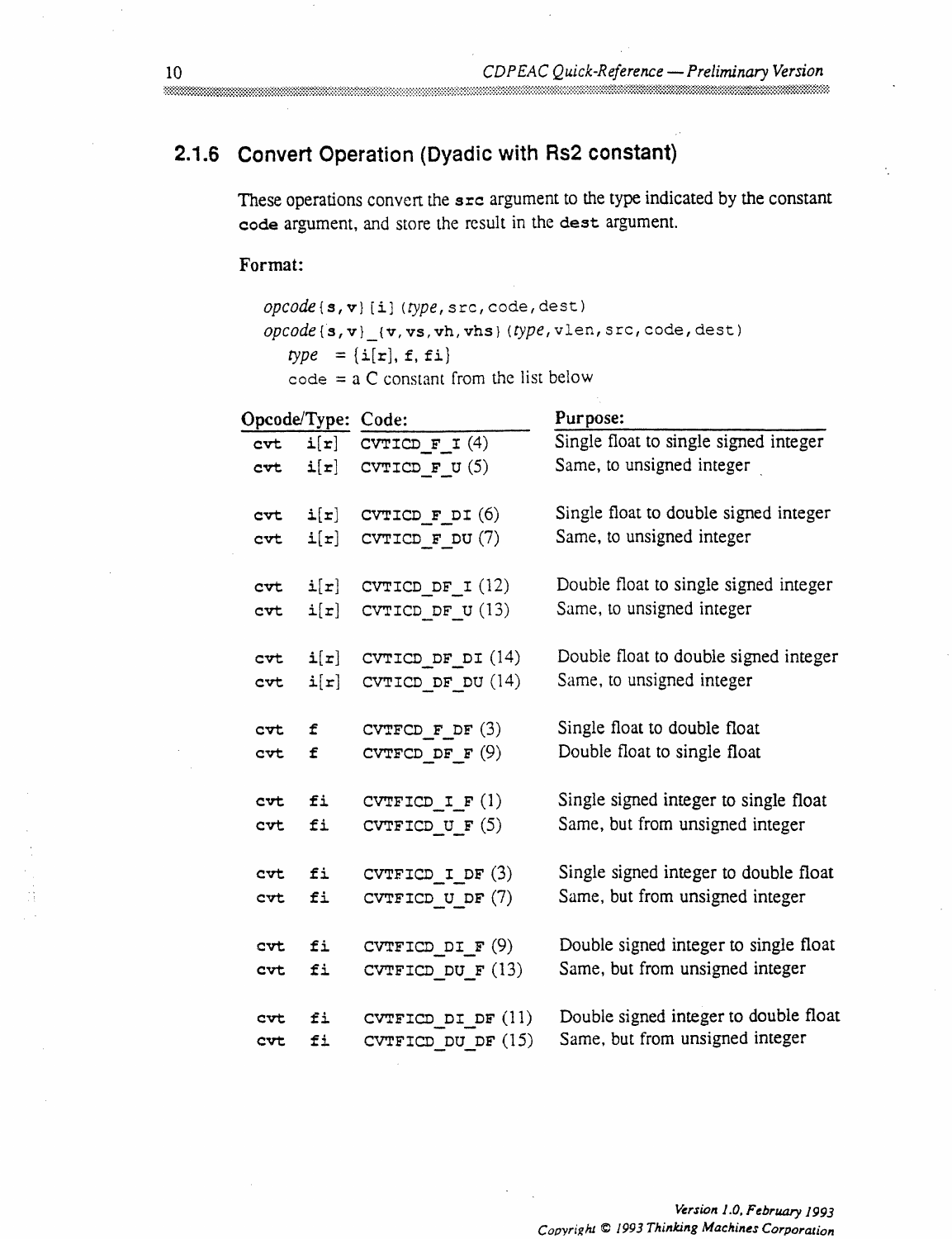## 2.1.6 Convert Operation (Dyadic with Rs2 constant)

These operations convert the `src` argument to the type indicated by the constant `code` argument, and store the result in the `dest` argument.

**Format:**

```
opcode{s,v}[i](type,src,code,dest)
opcode{s,v}_{v,vs,vh,vhs}(type,vlen,src,code,dest)
   type  = {i[r], f, fi}
   code = a C constant from the list below
```

| Opcode/Type: | | Code: | Purpose: |
|---|---|---|---|
| cvt | i[r] | CVTICD_F_I (4) | Single float to single signed integer |
| cvt | i[r] | CVTICD_F_U (5) | Same, to unsigned integer |
| cvt | i[r] | CVTICD_F_DI (6) | Single float to double signed integer |
| cvt | i[r] | CVTICD_F_DU (7) | Same, to unsigned integer |
| cvt | i[r] | CVTICD_DF_I (12) | Double float to single signed integer |
| cvt | i[r] | CVTICD_DF_U (13) | Same, to unsigned integer |
| cvt | i[r] | CVTICD_DF_DI (14) | Double float to double signed integer |
| cvt | i[r] | CVTICD_DF_DU (14) | Same, to unsigned integer |
| cvt | f | CVTFCD_F_DF (3) | Single float to double float |
| cvt | f | CVTFCD_DF_F (9) | Double float to single float |
| cvt | fi | CVTFICD_I_F (1) | Single signed integer to single float |
| cvt | fi | CVTFICD_U_F (5) | Same, but from unsigned integer |
| cvt | fi | CVTFICD_I_DF (3) | Single signed integer to double float |
| cvt | fi | CVTFICD_U_DF (7) | Same, but from unsigned integer |
| cvt | fi | CVTFICD_DI_F (9) | Double signed integer to single float |
| cvt | fi | CVTFICD_DU_F (13) | Same, but from unsigned integer |
| cvt | fi | CVTFICD_DI_DF (11) | Double signed integer to double float |
| cvt | fi | CVTFICD_DU_DF (15) | Same, but from unsigned integer |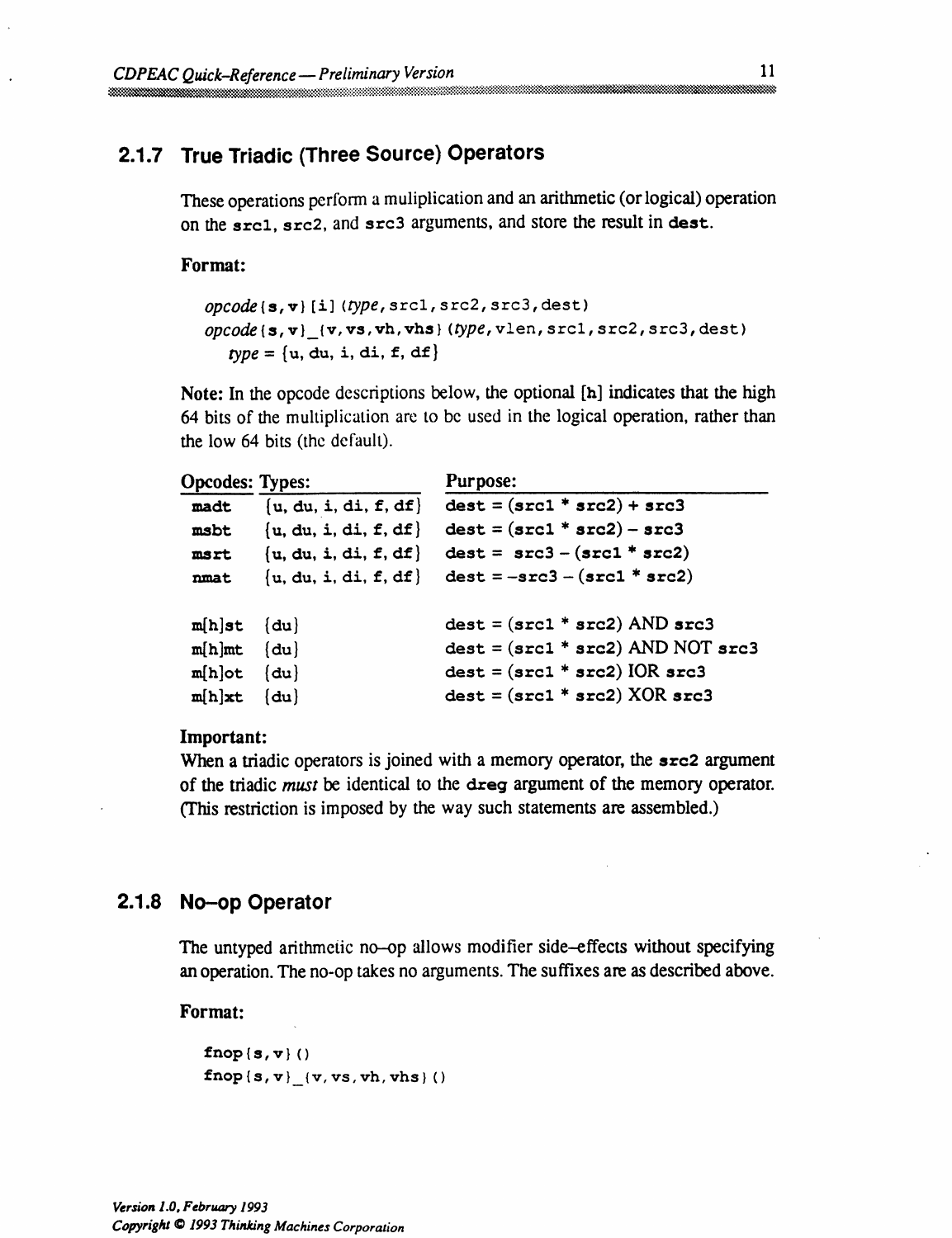### 2.1.7 True Triadic (Three Source) Operators

These operations perform a muliplication and an arithmetic (or logical) operation on the **src1**, **src2**, and **src3** arguments, and store the result in **dest**.

**Format:**

```
opcode{s,v}[i](type,src1,src2,src3,dest)
opcode{s,v}_{v,vs,vh,vhs}(type,vlen,src1,src2,src3,dest)
   type = {u, du, i, di, f, df}
```

**Note:** In the opcode descriptions below, the optional [h] indicates that the high 64 bits of the multiplication are to be used in the logical operation, rather than the low 64 bits (the default).

| Opcodes: | Types: | Purpose: |
|---|---|---|
| madt | {u, du, i, di, f, df} | dest = (src1 * src2) + src3 |
| msbt | {u, du, i, di, f, df} | dest = (src1 * src2) – src3 |
| msrt | {u, du, i, di, f, df} | dest = src3 – (src1 * src2) |
| nmat | {u, du, i, di, f, df} | dest = –src3 – (src1 * src2) |
| m[h]st | {du} | dest = (src1 * src2) AND src3 |
| m[h]mt | {du} | dest = (src1 * src2) AND NOT src3 |
| m[h]ot | {du} | dest = (src1 * src2) IOR src3 |
| m[h]xt | {du} | dest = (src1 * src2) XOR src3 |

**Important:**
When a triadic operators is joined with a memory operator, the **src2** argument of the triadic *must* be identical to the **dreg** argument of the memory operator. (This restriction is imposed by the way such statements are assembled.)

### 2.1.8 No–op Operator

The untyped arithmetic no–op allows modifier side–effects without specifying an operation. The no-op takes no arguments. The suffixes are as described above.

**Format:**

```
fnop{s,v}()
fnop{s,v}_{v,vs,vh,vhs}()
```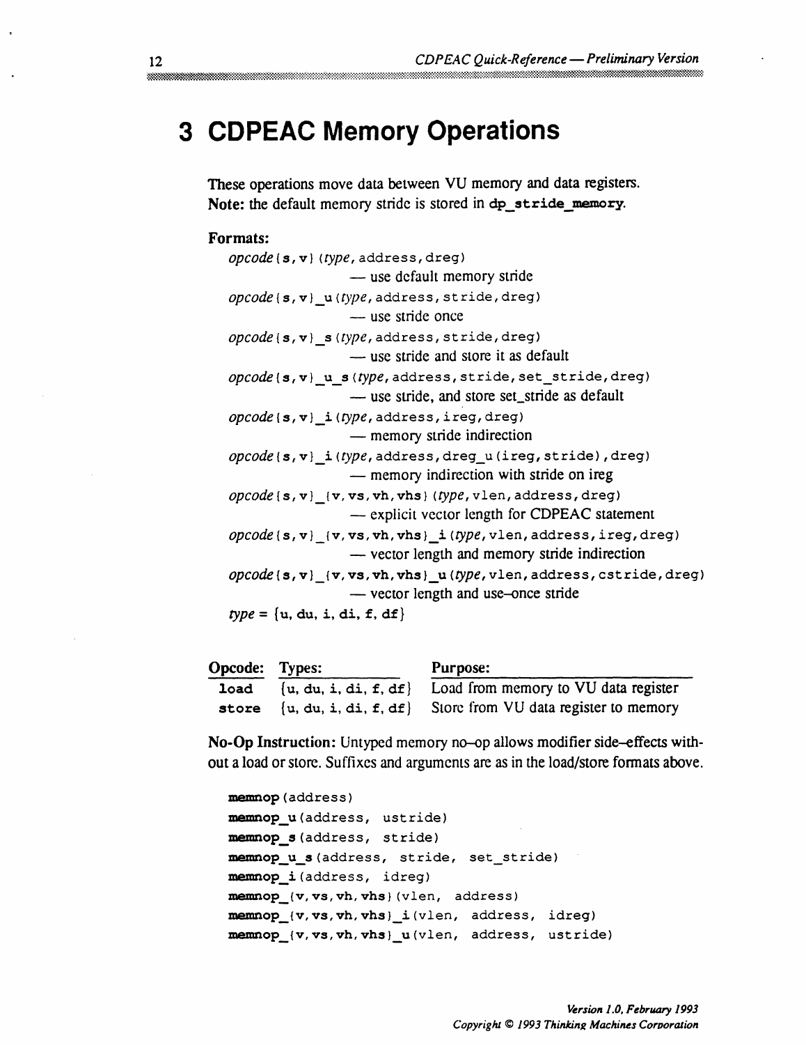# 3 CDPEAC Memory Operations

These operations move data between VU memory and data registers.
**Note:** the default memory stride is stored in **dp_stride_memory**.

**Formats:**

*opcode*{**s**,**v**}(*type*, address, dreg)
— use default memory stride

*opcode*{**s**,**v**}_u(*type*, address, stride, dreg)
— use stride once

*opcode*{**s**,**v**}_s(*type*, address, stride, dreg)
— use stride and store it as default

*opcode*{**s**,**v**}_**u**_**s**(*type*, address, stride, set_stride, dreg)
— use stride, and store set_stride as default

*opcode*{**s**,**v**}_**i**(*type*, address, ireg, dreg)
— memory stride indirection

*opcode*{**s**,**v**}_**i**(*type*, address, dreg_u(ireg, stride), dreg)
— memory indirection with stride on ireg

*opcode*{**s**,**v**}_{**v**,**vs**,**vh**,**vhs**}(*type*, vlen, address, dreg)
— explicit vector length for CDPEAC statement

*opcode*{**s**,**v**}_{**v**,**vs**,**vh**,**vhs**}_**i**(*type*, vlen, address, ireg, dreg)
— vector length and memory stride indirection

*opcode*{**s**,**v**}_{**v**,**vs**,**vh**,**vhs**}_**u**(*type*, vlen, address, cstride, dreg)
— vector length and use-once stride

*type* = {**u**, **du**, **i**, **di**, **f**, **df**}

| Opcode: | Types: | Purpose: |
|---|---|---|
| **load** | {**u**, **du**, **i**, **di**, **f**, **df**} | Load from memory to VU data register |
| **store** | {**u**, **du**, **i**, **di**, **f**, **df**} | Store from VU data register to memory |

**No-Op Instruction:** Untyped memory no-op allows modifier side-effects without a load or store. Suffixes and arguments are as in the load/store formats above.

```
memnop(address)
memnop_u(address, ustride)
memnop_s(address, stride)
memnop_u_s(address, stride, set_stride)
memnop_i(address, idreg)
memnop_{v,vs,vh,vhs}(vlen, address)
memnop_{v,vs,vh,vhs}_i(vlen, address, idreg)
memnop_{v,vs,vh,vhs}_u(vlen, address, ustride)
```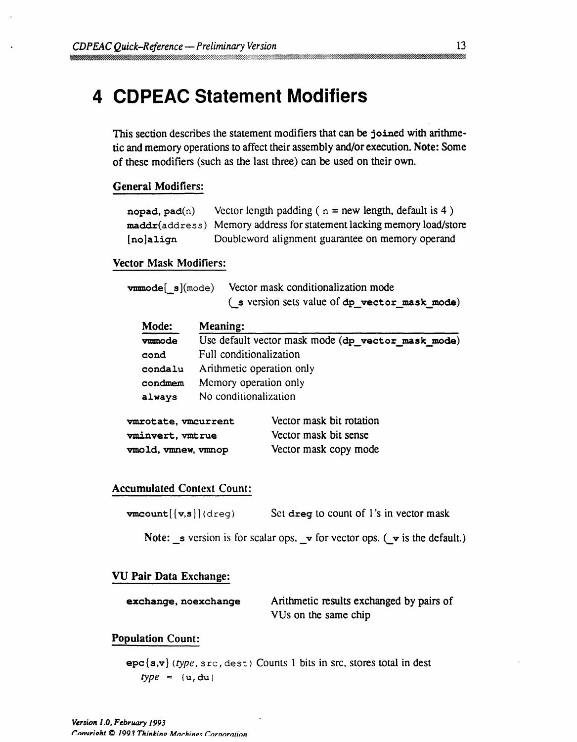# 4 CDPEAC Statement Modifiers

This section describes the statement modifiers that can be `joined` with arithmetic and memory operations to affect their assembly and/or execution. **Note:** Some of these modifiers (such as the last three) can be used on their own.

## General Modifiers:

| | |
|---|---|
| **nopad**, **pad**(n) | Vector length padding ( n = new length, default is 4 ) |
| **maddr**(address) | Memory address for statement lacking memory load/store |
| [**no**]**align** | Doubleword alignment guarantee on memory operand |

## Vector Mask Modifiers:

**vmmode**[**_s**](mode) — Vector mask conditionalization mode (**_s** version sets value of **dp_vector_mask_mode**)

| Mode: | Meaning: |
|---|---|
| **vmmode** | Use default vector mask mode (**dp_vector_mask_mode**) |
| **cond** | Full conditionalization |
| **condalu** | Arithmetic operation only |
| **condmem** | Memory operation only |
| **always** | No conditionalization |

| | |
|---|---|
| **vmrotate, vmcurrent** | Vector mask bit rotation |
| **vminvert, vmtrue** | Vector mask bit sense |
| **vmold, vmnew, vmnop** | Vector mask copy mode |

## Accumulated Context Count:

**vmcount**[{**v,s**}](dreg) — Set **dreg** to count of 1's in vector mask

**Note:** **_s** version is for scalar ops, **_v** for vector ops. (**_v** is the default.)

## VU Pair Data Exchange:

**exchange, noexchange** — Arithmetic results exchanged by pairs of VUs on the same chip

## Population Count:

**epc**{**s,v**} (*type*, src, dest) Counts 1 bits in src, stores total in dest

*type* = {**u**, **du**}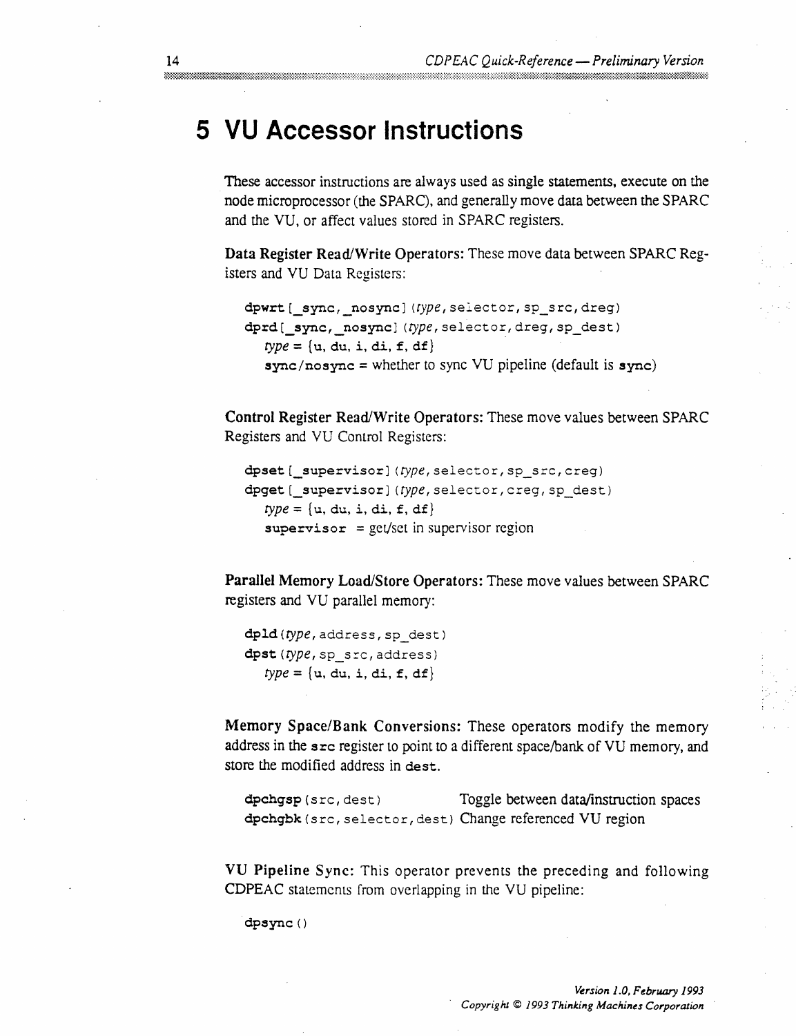# 5 VU Accessor Instructions

These accessor instructions are always used as single statements, execute on the node microprocessor (the SPARC), and generally move data between the SPARC and the VU, or affect values stored in SPARC registers.

**Data Register Read/Write Operators:** These move data between SPARC Registers and VU Data Registers:

```
dpwrt[_sync,_nosync](type,selector,sp_src,dreg)
dprd[_sync,_nosync](type,selector,dreg,sp_dest)
   type = {u, du, i, di, f, df}
   sync/nosync = whether to sync VU pipeline (default is sync)
```

**Control Register Read/Write Operators:** These move values between SPARC Registers and VU Control Registers:

```
dpset[_supervisor](type,selector,sp_src,creg)
dpget[_supervisor](type,selector,creg,sp_dest)
   type = {u, du, i, di, f, df}
   supervisor = get/set in supervisor region
```

**Parallel Memory Load/Store Operators:** These move values between SPARC registers and VU parallel memory:

```
dpld(type,address,sp_dest)
dpst(type,sp_src,address)
   type = {u, du, i, di, f, df}
```

**Memory Space/Bank Conversions:** These operators modify the memory address in the `src` register to point to a different space/bank of VU memory, and store the modified address in `dest`.

```
dpchgsp(src,dest)            Toggle between data/instruction spaces
dpchgbk(src,selector,dest)   Change referenced VU region
```

**VU Pipeline Sync:** This operator prevents the preceding and following CDPEAC statements from overlapping in the VU pipeline:

```
dpsync()
```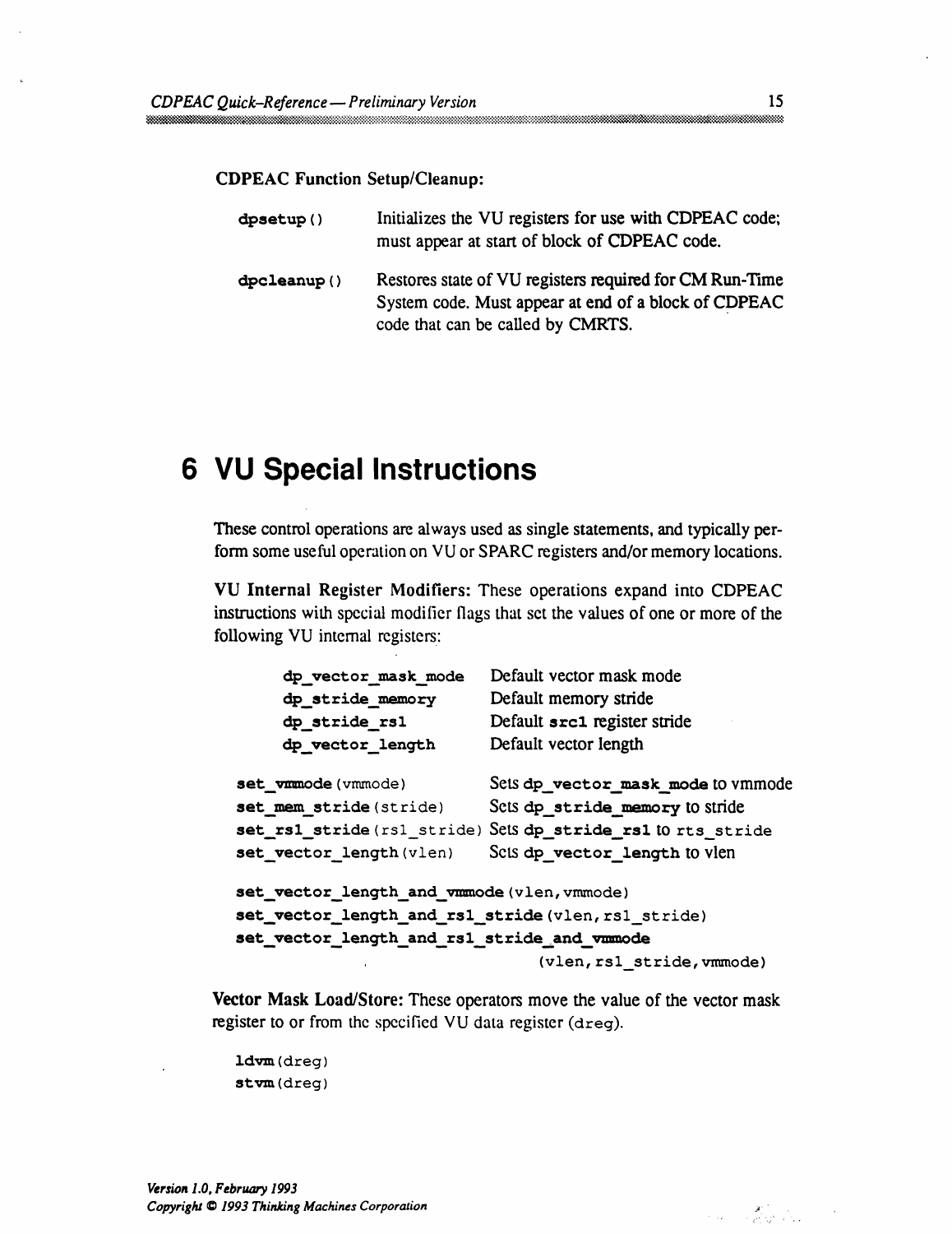**CDPEAC Function Setup/Cleanup:**

| | |
|---|---|
| `dpsetup()` | Initializes the VU registers for use with CDPEAC code; must appear at start of block of CDPEAC code. |
| `dpcleanup()` | Restores state of VU registers required for CM Run-Time System code. Must appear at end of a block of CDPEAC code that can be called by CMRTS. |

# 6 VU Special Instructions

These control operations are always used as single statements, and typically perform some useful operation on VU or SPARC registers and/or memory locations.

**VU Internal Register Modifiers:** These operations expand into CDPEAC instructions with special modifier flags that set the values of one or more of the following VU internal registers:

| | |
|---|---|
| `dp_vector_mask_mode` | Default vector mask mode |
| `dp_stride_memory` | Default memory stride |
| `dp_stride_rs1` | Default `src1` register stride |
| `dp_vector_length` | Default vector length |

| | |
|---|---|
| `set_vmmode(vmmode)` | Sets `dp_vector_mask_mode` to vmmode |
| `set_mem_stride(stride)` | Sets `dp_stride_memory` to stride |
| `set_rs1_stride(rs1_stride)` | Sets `dp_stride_rs1` to `rts_stride` |
| `set_vector_length(vlen)` | Sets `dp_vector_length` to vlen |

```
set_vector_length_and_vmmode(vlen,vmmode)
set_vector_length_and_rs1_stride(vlen,rs1_stride)
set_vector_length_and_rs1_stride_and_vmmode
                                  (vlen,rs1_stride,vmmode)
```

**Vector Mask Load/Store:** These operators move the value of the vector mask register to or from the specified VU data register (`dreg`).

```
ldvm(dreg)
stvm(dreg)
```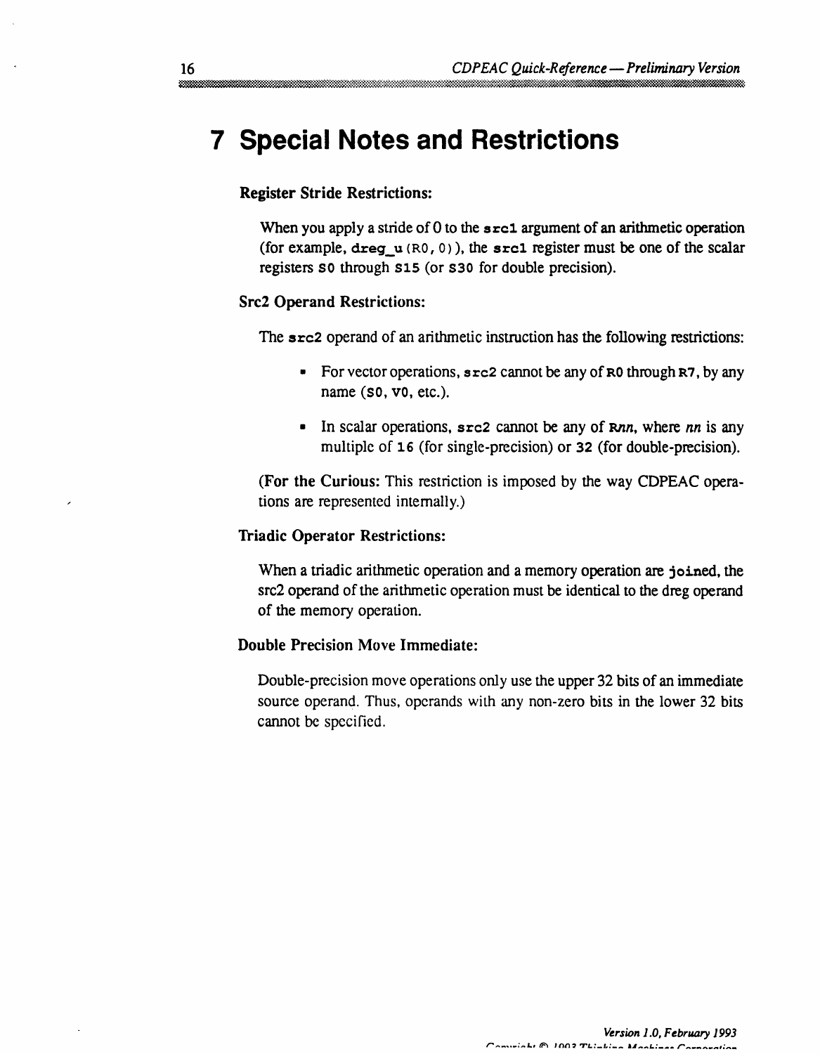# 7 Special Notes and Restrictions

**Register Stride Restrictions:**

When you apply a stride of 0 to the `src1` argument of an arithmetic operation (for example, `dreg_u(R0, 0)`), the `src1` register must be one of the scalar registers `S0` through `S15` (or `S30` for double precision).

**Src2 Operand Restrictions:**

The `src2` operand of an arithmetic instruction has the following restrictions:

- For vector operations, `src2` cannot be any of `R0` through `R7`, by any name (`S0`, `V0`, etc.).
- In scalar operations, `src2` cannot be any of `R`*nn*, where *nn* is any multiple of `16` (for single-precision) or `32` (for double-precision).

(**For the Curious:** This restriction is imposed by the way CDPEAC operations are represented internally.)

**Triadic Operator Restrictions:**

When a triadic arithmetic operation and a memory operation are `joined`, the src2 operand of the arithmetic operation must be identical to the dreg operand of the memory operation.

**Double Precision Move Immediate:**

Double-precision move operations only use the upper 32 bits of an immediate source operand. Thus, operands with any non-zero bits in the lower 32 bits cannot be specified.